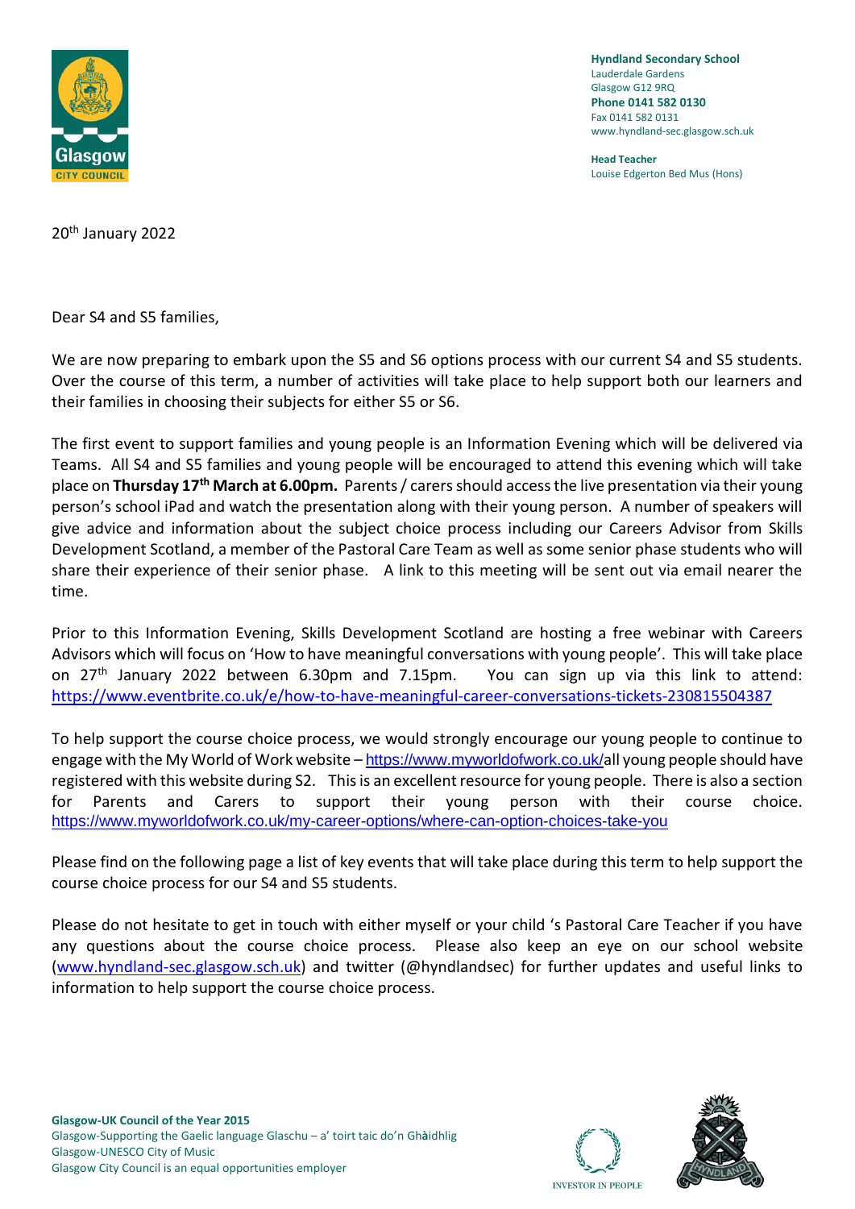**Hyndland Secondary School**
Lauderdale Gardens
Glasgow G12 9RQ
**Phone 0141 582 0130**
Fax 0141 582 0131
www.hyndland-sec.glasgow.sch.uk

**Head Teacher**
Louise Edgerton Bed Mus (Hons)

20th January 2022

Dear S4 and S5 families,

We are now preparing to embark upon the S5 and S6 options process with our current S4 and S5 students. Over the course of this term, a number of activities will take place to help support both our learners and their families in choosing their subjects for either S5 or S6.

The first event to support families and young people is an Information Evening which will be delivered via Teams. All S4 and S5 families and young people will be encouraged to attend this evening which will take place on **Thursday 17th March at 6.00pm.** Parents / carers should access the live presentation via their young person's school iPad and watch the presentation along with their young person. A number of speakers will give advice and information about the subject choice process including our Careers Advisor from Skills Development Scotland, a member of the Pastoral Care Team as well as some senior phase students who will share their experience of their senior phase. A link to this meeting will be sent out via email nearer the time.

Prior to this Information Evening, Skills Development Scotland are hosting a free webinar with Careers Advisors which will focus on 'How to have meaningful conversations with young people'. This will take place on 27th January 2022 between 6.30pm and 7.15pm. You can sign up via this link to attend: https://www.eventbrite.co.uk/e/how-to-have-meaningful-career-conversations-tickets-230815504387

To help support the course choice process, we would strongly encourage our young people to continue to engage with the My World of Work website – https://www.myworldofwork.co.uk/all young people should have registered with this website during S2. This is an excellent resource for young people. There is also a section for Parents and Carers to support their young person with their course choice. https://www.myworldofwork.co.uk/my-career-options/where-can-option-choices-take-you

Please find on the following page a list of key events that will take place during this term to help support the course choice process for our S4 and S5 students.

Please do not hesitate to get in touch with either myself or your child 's Pastoral Care Teacher if you have any questions about the course choice process. Please also keep an eye on our school website (www.hyndland-sec.glasgow.sch.uk) and twitter (@hyndlandsec) for further updates and useful links to information to help support the course choice process.

**Glasgow-UK Council of the Year 2015**
Glasgow-Supporting the Gaelic language Glaschu – a' toirt taic do'n Ghàidhlig
Glasgow-UNESCO City of Music
Glasgow City Council is an equal opportunities employer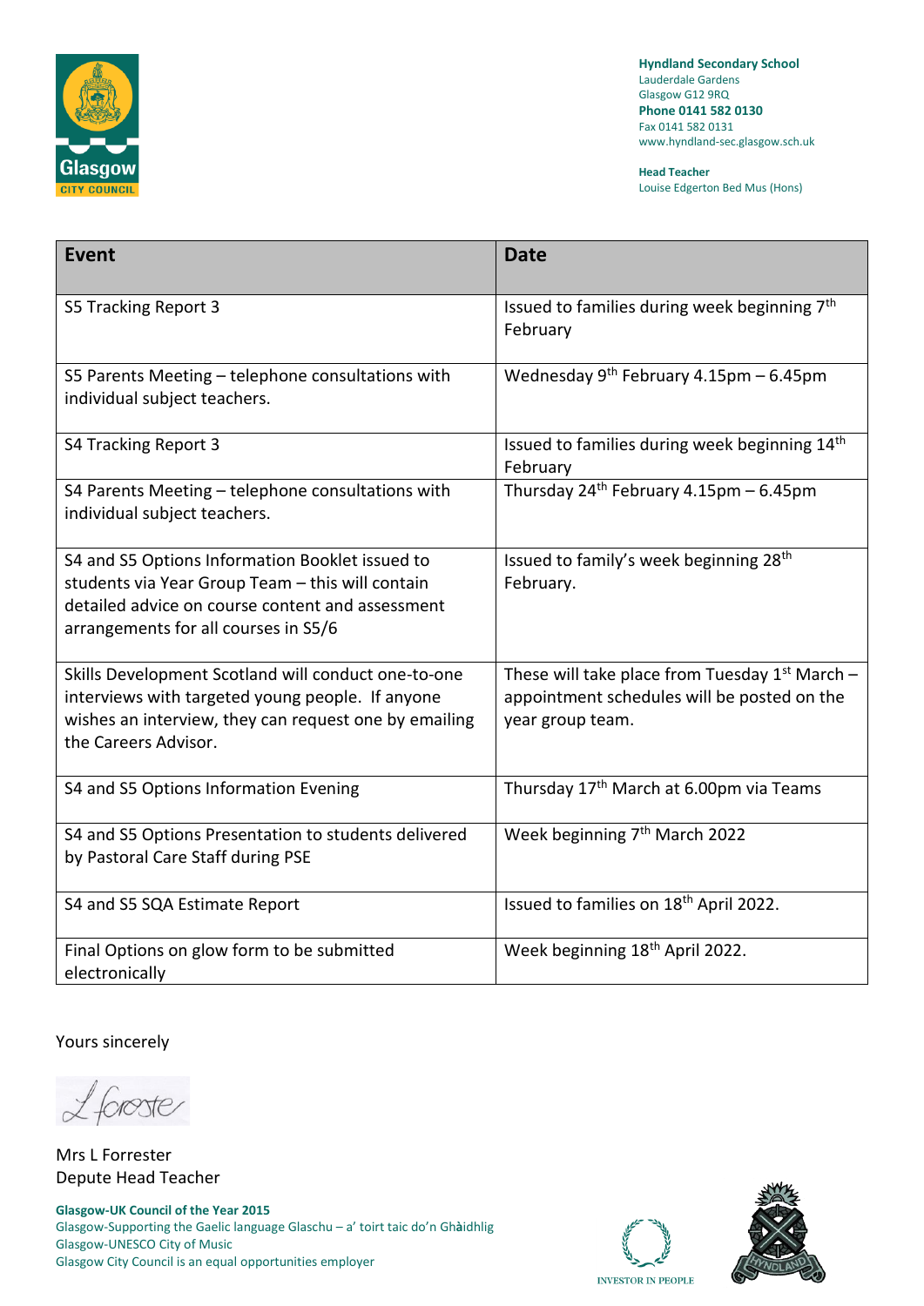**Hyndland Secondary School**
Lauderdale Gardens
Glasgow G12 9RQ
**Phone 0141 582 0130**
Fax 0141 582 0131
www.hyndland-sec.glasgow.sch.uk

**Head Teacher**
Louise Edgerton Bed Mus (Hons)

| Event | Date |
|---|---|
| S5 Tracking Report 3 | Issued to families during week beginning 7th February |
| S5 Parents Meeting – telephone consultations with individual subject teachers. | Wednesday 9th February 4.15pm – 6.45pm |
| S4 Tracking Report 3 | Issued to families during week beginning 14th February |
| S4 Parents Meeting – telephone consultations with individual subject teachers. | Thursday 24th February 4.15pm – 6.45pm |
| S4 and S5 Options Information Booklet issued to students via Year Group Team – this will contain detailed advice on course content and assessment arrangements for all courses in S5/6 | Issued to family's week beginning 28th February. |
| Skills Development Scotland will conduct one-to-one interviews with targeted young people. If anyone wishes an interview, they can request one by emailing the Careers Advisor. | These will take place from Tuesday 1st March – appointment schedules will be posted on the year group team. |
| S4 and S5 Options Information Evening | Thursday 17th March at 6.00pm via Teams |
| S4 and S5 Options Presentation to students delivered by Pastoral Care Staff during PSE | Week beginning 7th March 2022 |
| S4 and S5 SQA Estimate Report | Issued to families on 18th April 2022. |
| Final Options on glow form to be submitted electronically | Week beginning 18th April 2022. |

Yours sincerely

Mrs L Forrester
Depute Head Teacher

**Glasgow-UK Council of the Year 2015**
Glasgow-Supporting the Gaelic language Glaschu – a' toirt taic do'n Ghàidhlig
Glasgow-UNESCO City of Music
Glasgow City Council is an equal opportunities employer